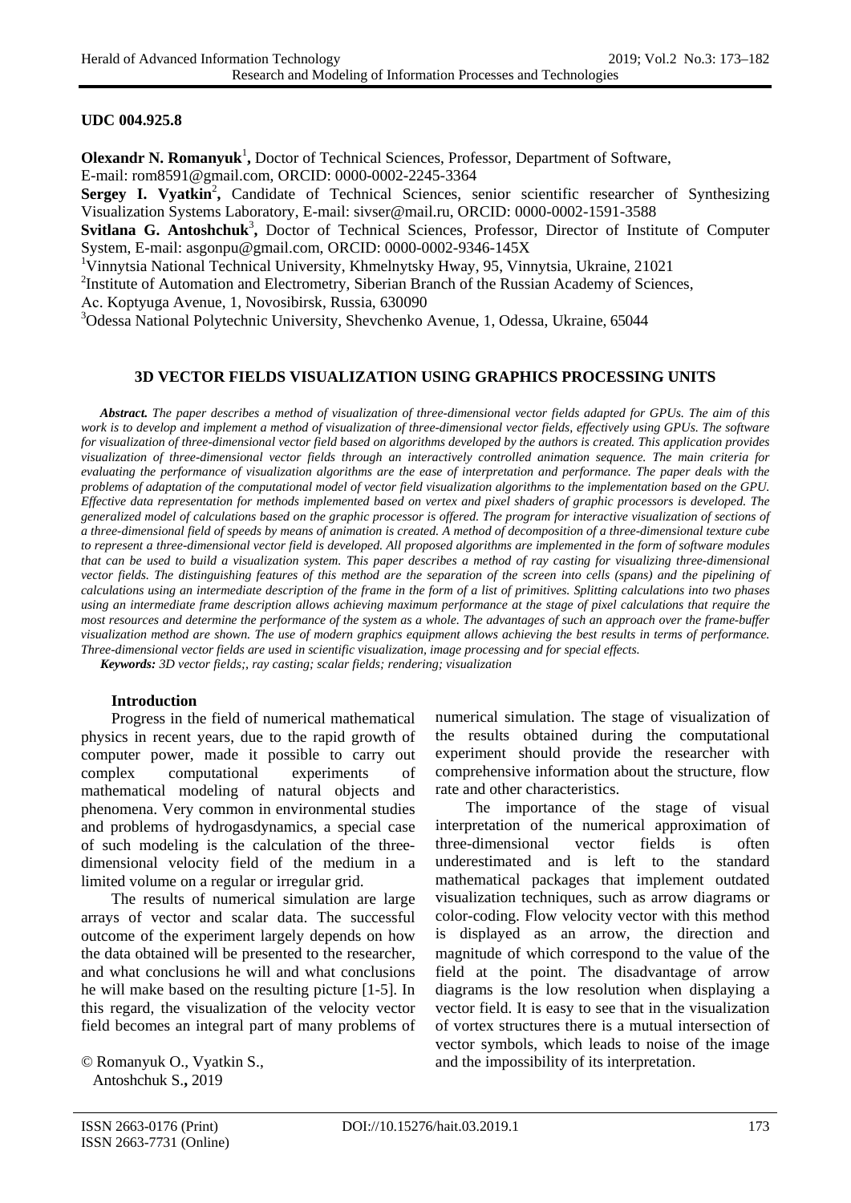**UDC 004.925.8**

**Olexandr N. Romanyuk**[1]**,** Doctor of Technical Sciences, Professor, Department of Software,
E-mail: rom8591@gmail.com, ORCID: 0000-0002-2245-3364

**Sergey I. Vyatkin**[2]**,** Candidate of Technical Sciences, senior scientific researcher of Synthesizing Visualization Systems Laboratory, E-mail: sivser@mail.ru, ORCID: 0000-0002-1591-3588

**Svitlana G. Antoshchuk**[3]**,** Doctor of Technical Sciences, Professor, Director of Institute of Computer System, E-mail: asgonpu@gmail.com, ORCID: 0000-0002-9346-145X

[1]Vinnytsia National Technical University, Khmelnytsky Hway, 95, Vinnytsia, Ukraine, 21021

[2]Institute of Automation and Electrometry, Siberian Branch of the Russian Academy of Sciences,
Ac. Koptyuga Avenue, 1, Novosibirsk, Russia, 630090

[3]Odessa National Polytechnic University, Shevchenko Avenue, 1, Odessa, Ukraine, 65044

# 3D VECTOR FIELDS VISUALIZATION USING GRAPHICS PROCESSING UNITS

***Abstract.*** *The paper describes a method of visualization of three-dimensional vector fields adapted for GPUs. The aim of this work is to develop and implement a method of visualization of three-dimensional vector fields, effectively using GPUs. The software for visualization of three-dimensional vector field based on algorithms developed by the authors is created. This application provides visualization of three-dimensional vector fields through an interactively controlled animation sequence. The main criteria for evaluating the performance of visualization algorithms are the ease of interpretation and performance. The paper deals with the problems of adaptation of the computational model of vector field visualization algorithms to the implementation based on the GPU. Effective data representation for methods implemented based on vertex and pixel shaders of graphic processors is developed. The generalized model of calculations based on the graphic processor is offered. The program for interactive visualization of sections of a three-dimensional field of speeds by means of animation is created. A method of decomposition of a three-dimensional texture cube to represent a three-dimensional vector field is developed. All proposed algorithms are implemented in the form of software modules that can be used to build a visualization system. This paper describes a method of ray casting for visualizing three-dimensional vector fields. The distinguishing features of this method are the separation of the screen into cells (spans) and the pipelining of calculations using an intermediate description of the frame in the form of a list of primitives. Splitting calculations into two phases using an intermediate frame description allows achieving maximum performance at the stage of pixel calculations that require the most resources and determine the performance of the system as a whole. The advantages of such an approach over the frame-buffer visualization method are shown. The use of modern graphics equipment allows achieving the best results in terms of performance. Three-dimensional vector fields are used in scientific visualization, image processing and for special effects.*

***Keywords:*** *3D vector fields;, ray casting; scalar fields; rendering; visualization*

## Introduction

Progress in the field of numerical mathematical physics in recent years, due to the rapid growth of computer power, made it possible to carry out complex computational experiments of mathematical modeling of natural objects and phenomena. Very common in environmental studies and problems of hydrogasdynamics, a special case of such modeling is the calculation of the three-dimensional velocity field of the medium in a limited volume on a regular or irregular grid.

The results of numerical simulation are large arrays of vector and scalar data. The successful outcome of the experiment largely depends on how the data obtained will be presented to the researcher, and what conclusions he will and what conclusions he will make based on the resulting picture [1-5]. In this regard, the visualization of the velocity vector field becomes an integral part of many problems of numerical simulation. The stage of visualization of the results obtained during the computational experiment should provide the researcher with comprehensive information about the structure, flow rate and other characteristics.

The importance of the stage of visual interpretation of the numerical approximation of three-dimensional vector fields is often underestimated and is left to the standard mathematical packages that implement outdated visualization techniques, such as arrow diagrams or color-coding. Flow velocity vector with this method is displayed as an arrow, the direction and magnitude of which correspond to the value of the field at the point. The disadvantage of arrow diagrams is the low resolution when displaying a vector field. It is easy to see that in the visualization of vortex structures there is a mutual intersection of vector symbols, which leads to noise of the image and the impossibility of its interpretation.

© Romanyuk O., Vyatkin S., Antoshchuk S.**,** 2019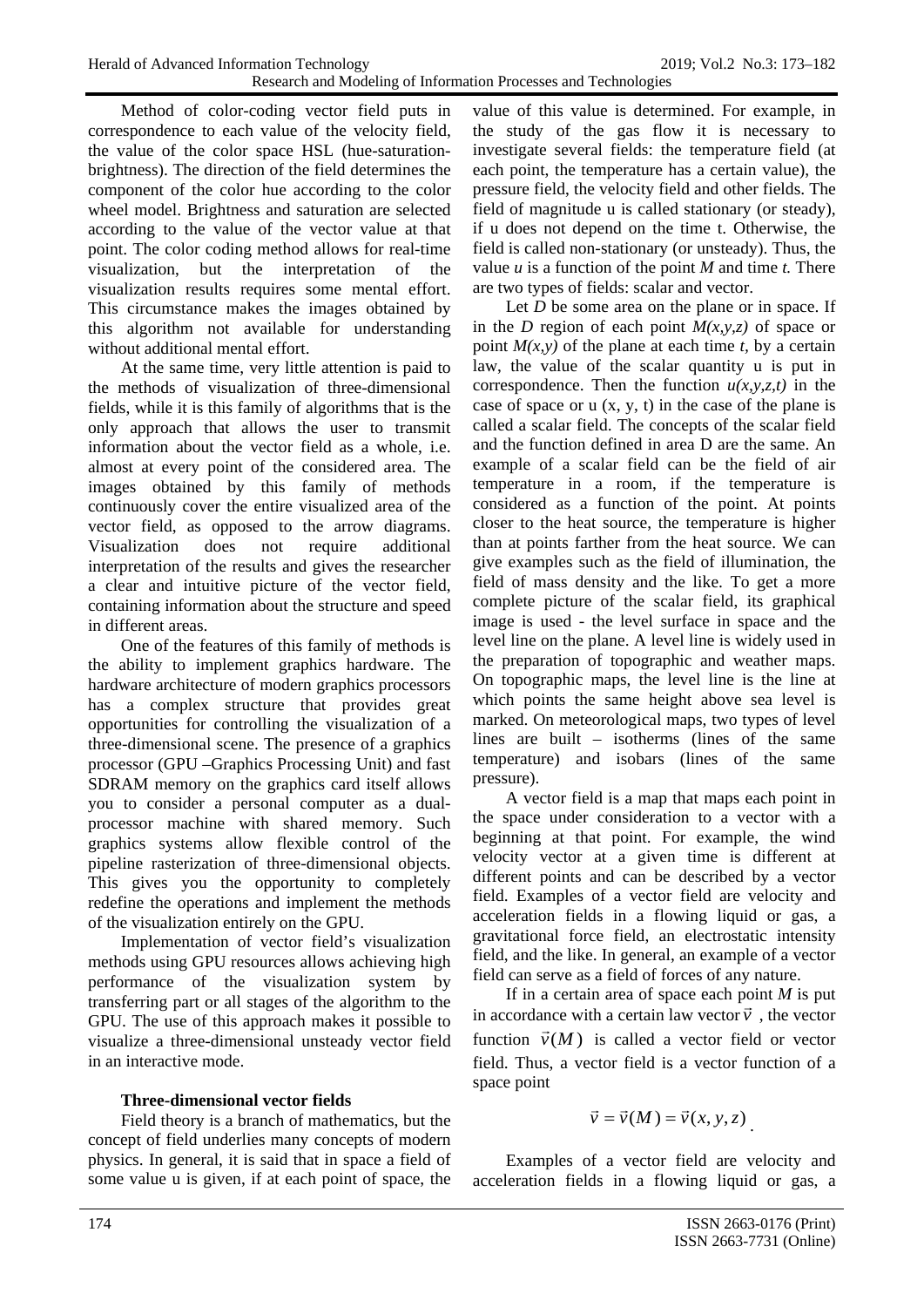Method of color-coding vector field puts in correspondence to each value of the velocity field, the value of the color space HSL (hue-saturation-brightness). The direction of the field determines the component of the color hue according to the color wheel model. Brightness and saturation are selected according to the value of the vector value at that point. The color coding method allows for real-time visualization, but the interpretation of the visualization results requires some mental effort. This circumstance makes the images obtained by this algorithm not available for understanding without additional mental effort.

At the same time, very little attention is paid to the methods of visualization of three-dimensional fields, while it is this family of algorithms that is the only approach that allows the user to transmit information about the vector field as a whole, i.e. almost at every point of the considered area. The images obtained by this family of methods continuously cover the entire visualized area of the vector field, as opposed to the arrow diagrams. Visualization does not require additional interpretation of the results and gives the researcher a clear and intuitive picture of the vector field, containing information about the structure and speed in different areas.

One of the features of this family of methods is the ability to implement graphics hardware. The hardware architecture of modern graphics processors has a complex structure that provides great opportunities for controlling the visualization of a three-dimensional scene. The presence of a graphics processor (GPU –Graphics Processing Unit) and fast SDRAM memory on the graphics card itself allows you to consider a personal computer as a dual-processor machine with shared memory. Such graphics systems allow flexible control of the pipeline rasterization of three-dimensional objects. This gives you the opportunity to completely redefine the operations and implement the methods of the visualization entirely on the GPU.

Implementation of vector field's visualization methods using GPU resources allows achieving high performance of the visualization system by transferring part or all stages of the algorithm to the GPU. The use of this approach makes it possible to visualize a three-dimensional unsteady vector field in an interactive mode.

### Three-dimensional vector fields

Field theory is a branch of mathematics, but the concept of field underlies many concepts of modern physics. In general, it is said that in space a field of some value u is given, if at each point of space, the value of this value is determined. For example, in the study of the gas flow it is necessary to investigate several fields: the temperature field (at each point, the temperature has a certain value), the pressure field, the velocity field and other fields. The field of magnitude u is called stationary (or steady), if u does not depend on the time t. Otherwise, the field is called non-stationary (or unsteady). Thus, the value $u$ is a function of the point $M$ and time $t$. There are two types of fields: scalar and vector.

Let $D$ be some area on the plane or in space. If in the $D$ region of each point $M(x,y,z)$ of space or point $M(x,y)$ of the plane at each time $t$, by a certain law, the value of the scalar quantity u is put in correspondence. Then the function $u(x,y,z,t)$ in the case of space or u (x, y, t) in the case of the plane is called a scalar field. The concepts of the scalar field and the function defined in area D are the same. An example of a scalar field can be the field of air temperature in a room, if the temperature is considered as a function of the point. At points closer to the heat source, the temperature is higher than at points farther from the heat source. We can give examples such as the field of illumination, the field of mass density and the like. To get a more complete picture of the scalar field, its graphical image is used - the level surface in space and the level line on the plane. A level line is widely used in the preparation of topographic and weather maps. On topographic maps, the level line is the line at which points the same height above sea level is marked. On meteorological maps, two types of level lines are built – isotherms (lines of the same temperature) and isobars (lines of the same pressure).

A vector field is a map that maps each point in the space under consideration to a vector with a beginning at that point. For example, the wind velocity vector at a given time is different at different points and can be described by a vector field. Examples of a vector field are velocity and acceleration fields in a flowing liquid or gas, a gravitational force field, an electrostatic intensity field, and the like. In general, an example of a vector field can serve as a field of forces of any nature.

If in a certain area of space each point $M$ is put in accordance with a certain law vector $\vec{v}$, the vector function $\vec{v}(M)$ is called a vector field or vector field. Thus, a vector field is a vector function of a space point

$$\vec{v} = \vec{v}(M) = \vec{v}(x, y, z).$$

Examples of a vector field are velocity and acceleration fields in a flowing liquid or gas, a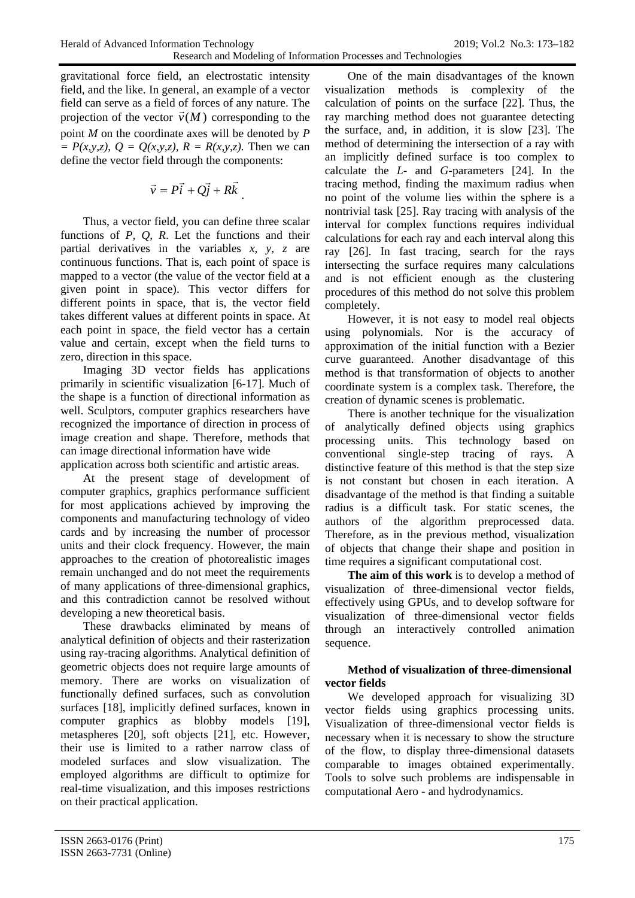gravitational force field, an electrostatic intensity field, and the like. In general, an example of a vector field can serve as a field of forces of any nature. The projection of the vector $\vec{v}(M)$ corresponding to the point *M* on the coordinate axes will be denoted by $P = P(x,y,z)$, $Q = Q(x,y,z)$, $R = R(x,y,z)$. Then we can define the vector field through the components:

$$\vec{v} = P\vec{i} + Q\vec{j} + R\vec{k}.$$

Thus, a vector field, you can define three scalar functions of *P, Q, R*. Let the functions and their partial derivatives in the variables *x, y, z* are continuous functions. That is, each point of space is mapped to a vector (the value of the vector field at a given point in space). This vector differs for different points in space, that is, the vector field takes different values at different points in space. At each point in space, the field vector has a certain value and certain, except when the field turns to zero, direction in this space.

Imaging 3D vector fields has applications primarily in scientific visualization [6-17]. Much of the shape is a function of directional information as well. Sculptors, computer graphics researchers have recognized the importance of direction in process of image creation and shape. Therefore, methods that can image directional information have wide application across both scientific and artistic areas.

At the present stage of development of computer graphics, graphics performance sufficient for most applications achieved by improving the components and manufacturing technology of video cards and by increasing the number of processor units and their clock frequency. However, the main approaches to the creation of photorealistic images remain unchanged and do not meet the requirements of many applications of three-dimensional graphics, and this contradiction cannot be resolved without developing a new theoretical basis.

These drawbacks eliminated by means of analytical definition of objects and their rasterization using ray-tracing algorithms. Analytical definition of geometric objects does not require large amounts of memory. There are works on visualization of functionally defined surfaces, such as convolution surfaces [18], implicitly defined surfaces, known in computer graphics as blobby models [19], metaspheres [20], soft objects [21], etc. However, their use is limited to a rather narrow class of modeled surfaces and slow visualization. The employed algorithms are difficult to optimize for real-time visualization, and this imposes restrictions on their practical application.

One of the main disadvantages of the known visualization methods is complexity of the calculation of points on the surface [22]. Thus, the ray marching method does not guarantee detecting the surface, and, in addition, it is slow [23]. The method of determining the intersection of a ray with an implicitly defined surface is too complex to calculate the *L*- and *G*-parameters [24]. In the tracing method, finding the maximum radius when no point of the volume lies within the sphere is a nontrivial task [25]. Ray tracing with analysis of the interval for complex functions requires individual calculations for each ray and each interval along this ray [26]. In fast tracing, search for the rays intersecting the surface requires many calculations and is not efficient enough as the clustering procedures of this method do not solve this problem completely.

However, it is not easy to model real objects using polynomials. Nor is the accuracy of approximation of the initial function with a Bezier curve guaranteed. Another disadvantage of this method is that transformation of objects to another coordinate system is a complex task. Therefore, the creation of dynamic scenes is problematic.

There is another technique for the visualization of analytically defined objects using graphics processing units. This technology based on conventional single-step tracing of rays. A distinctive feature of this method is that the step size is not constant but chosen in each iteration. A disadvantage of the method is that finding a suitable radius is a difficult task. For static scenes, the authors of the algorithm preprocessed data. Therefore, as in the previous method, visualization of objects that change their shape and position in time requires a significant computational cost.

**The aim of this work** is to develop a method of visualization of three-dimensional vector fields, effectively using GPUs, and to develop software for visualization of three-dimensional vector fields through an interactively controlled animation sequence.

## Method of visualization of three-dimensional vector fields

We developed approach for visualizing 3D vector fields using graphics processing units. Visualization of three-dimensional vector fields is necessary when it is necessary to show the structure of the flow, to display three-dimensional datasets comparable to images obtained experimentally. Tools to solve such problems are indispensable in computational Aero - and hydrodynamics.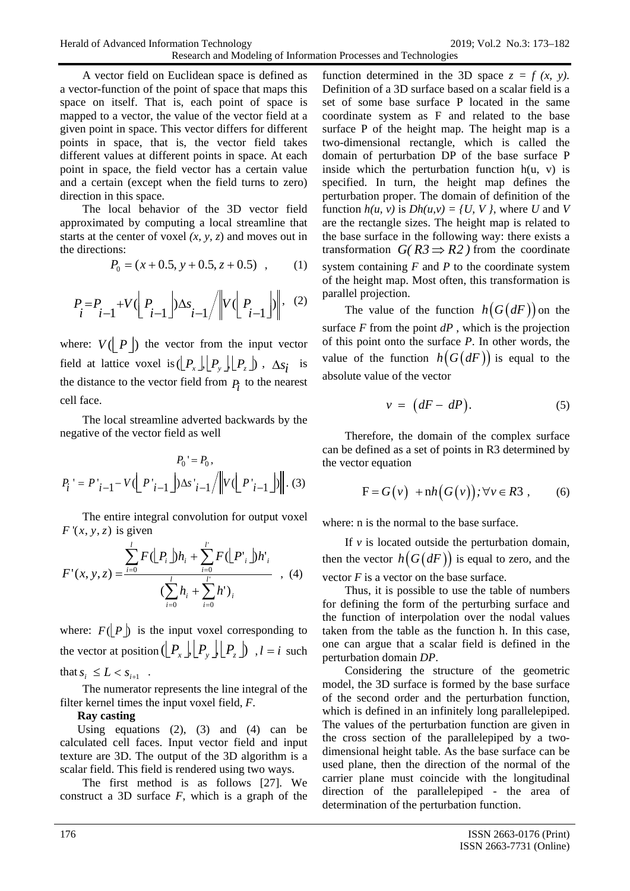A vector field on Euclidean space is defined as a vector-function of the point of space that maps this space on itself. That is, each point of space is mapped to a vector, the value of the vector field at a given point in space. This vector differs for different points in space, that is, the vector field takes different values at different points in space. At each point in space, the field vector has a certain value and a certain (except when the field turns to zero) direction in this space.

The local behavior of the 3D vector field approximated by computing a local streamline that starts at the center of voxel $(x, y, z)$ and moves out in the directions:

$$P_0 = (x + 0.5, y + 0.5, z + 0.5)\ , \qquad (1)$$

$$P_i = P_{i-1} + V(\lfloor P_{i-1} \rfloor)\Delta s_{i-1} \Big/ \left\| V(\lfloor P_{i-1} \rfloor) \right\|, \quad (2)$$

where: $V(\lfloor P \rfloor)$ the vector from the input vector field at lattice voxel is $(\lfloor P_x \rfloor, \lfloor P_y \rfloor, \lfloor P_z \rfloor)$ , $\Delta s_i$ is the distance to the vector field from $P_i$ to the nearest cell face.

The local streamline adverted backwards by the negative of the vector field as well

$$P_0' = P_0,$$

$$P_i' = P'_{i-1} - V(\lfloor P'_{i-1} \rfloor)\Delta s'_{i-1} \Big/ \left\| V(\lfloor P'_{i-1} \rfloor) \right\|. \quad (3)$$

The entire integral convolution for output voxel $F'(x, y, z)$ is given

$$F'(x, y, z) = \frac{\sum_{i=0}^{l} F(\lfloor P_i \rfloor)h_i + \sum_{i=0}^{l'} F(\lfloor P'_i \rfloor)h'_i}{(\sum_{i=0}^{l} h_i + \sum_{i=0}^{l'} h')_i}\ , \quad (4)$$

where: $F(\lfloor P \rfloor)$ is the input voxel corresponding to the vector at position $(\lfloor P_x \rfloor, \lfloor P_y \rfloor, \lfloor P_z \rfloor)$ , $l = i$ such that $s_i \le L < s_{i+1}$ .

The numerator represents the line integral of the filter kernel times the input voxel field, $F$.

**Ray casting**

Using equations (2), (3) and (4) can be calculated cell faces. Input vector field and input texture are 3D. The output of the 3D algorithm is a scalar field. This field is rendered using two ways.

The first method is as follows [27]. We construct a 3D surface $F$, which is a graph of the function determined in the 3D space $z = f(x, y)$. Definition of a 3D surface based on a scalar field is a set of some base surface P located in the same coordinate system as F and related to the base surface P of the height map. The height map is a two-dimensional rectangle, which is called the domain of perturbation DP of the base surface P inside which the perturbation function h(u, v) is specified. In turn, the height map defines the perturbation proper. The domain of definition of the function $h(u, v)$ is $Dh(u,v) = \{U, V\}$, where $U$ and $V$ are the rectangle sizes. The height map is related to the base surface in the following way: there exists a transformation $G(R3 \Rightarrow R2)$ from the coordinate system containing $F$ and $P$ to the coordinate system of the height map. Most often, this transformation is parallel projection.

The value of the function $h(G(dF))$ on the surface $F$ from the point $dP$ , which is the projection of this point onto the surface $P$. In other words, the value of the function $h(G(dF))$ is equal to the absolute value of the vector

$$v = (dF - dP). \qquad (5)$$

Therefore, the domain of the complex surface can be defined as a set of points in R3 determined by the vector equation

$$\mathrm{F} = G(v) + \mathrm{n}h(G(v)); \forall v \in R3\ , \qquad (6)$$

where: n is the normal to the base surface.

If $v$ is located outside the perturbation domain, then the vector $h(G(dF))$ is equal to zero, and the vector $F$ is a vector on the base surface.

Thus, it is possible to use the table of numbers for defining the form of the perturbing surface and the function of interpolation over the nodal values taken from the table as the function h. In this case, one can argue that a scalar field is defined in the perturbation domain $DP$.

Considering the structure of the geometric model, the 3D surface is formed by the base surface of the second order and the perturbation function, which is defined in an infinitely long parallelepiped. The values of the perturbation function are given in the cross section of the parallelepiped by a two-dimensional height table. As the base surface can be used plane, then the direction of the normal of the carrier plane must coincide with the longitudinal direction of the parallelepiped - the area of determination of the perturbation function.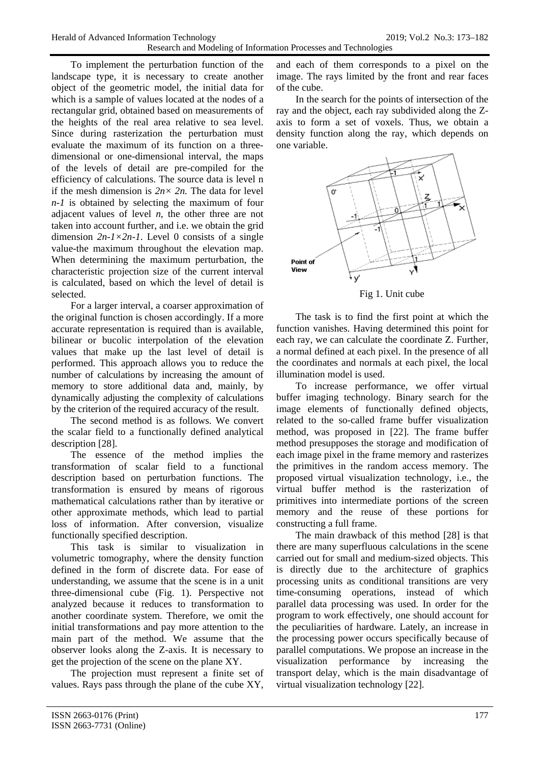To implement the perturbation function of the landscape type, it is necessary to create another object of the geometric model, the initial data for which is a sample of values located at the nodes of a rectangular grid, obtained based on measurements of the heights of the real area relative to sea level. Since during rasterization the perturbation must evaluate the maximum of its function on a three-dimensional or one-dimensional interval, the maps of the levels of detail are pre-compiled for the efficiency of calculations. The source data is level n if the mesh dimension is $2n \times 2n$. The data for level $n-1$ is obtained by selecting the maximum of four adjacent values of level $n$, the other three are not taken into account further, and i.e. we obtain the grid dimension $2n-1 \times 2n-1$. Level 0 consists of a single value-the maximum throughout the elevation map. When determining the maximum perturbation, the characteristic projection size of the current interval is calculated, based on which the level of detail is selected.

For a larger interval, a coarser approximation of the original function is chosen accordingly. If a more accurate representation is required than is available, bilinear or bucolic interpolation of the elevation values that make up the last level of detail is performed. This approach allows you to reduce the number of calculations by increasing the amount of memory to store additional data and, mainly, by dynamically adjusting the complexity of calculations by the criterion of the required accuracy of the result.

The second method is as follows. We convert the scalar field to a functionally defined analytical description [28].

The essence of the method implies the transformation of scalar field to a functional description based on perturbation functions. The transformation is ensured by means of rigorous mathematical calculations rather than by iterative or other approximate methods, which lead to partial loss of information. After conversion, visualize functionally specified description.

This task is similar to visualization in volumetric tomography, where the density function defined in the form of discrete data. For ease of understanding, we assume that the scene is in a unit three-dimensional cube (Fig. 1). Perspective not analyzed because it reduces to transformation to another coordinate system. Therefore, we omit the initial transformations and pay more attention to the main part of the method. We assume that the observer looks along the Z-axis. It is necessary to get the projection of the scene on the plane XY.

The projection must represent a finite set of values. Rays pass through the plane of the cube XY, and each of them corresponds to a pixel on the image. The rays limited by the front and rear faces of the cube.

In the search for the points of intersection of the ray and the object, each ray subdivided along the Z-axis to form a set of voxels. Thus, we obtain a density function along the ray, which depends on one variable.

Fig 1. Unit cube

The task is to find the first point at which the function vanishes. Having determined this point for each ray, we can calculate the coordinate Z. Further, a normal defined at each pixel. In the presence of all the coordinates and normals at each pixel, the local illumination model is used.

To increase performance, we offer virtual buffer imaging technology. Binary search for the image elements of functionally defined objects, related to the so-called frame buffer visualization method, was proposed in [22]. The frame buffer method presupposes the storage and modification of each image pixel in the frame memory and rasterizes the primitives in the random access memory. The proposed virtual visualization technology, i.e., the virtual buffer method is the rasterization of primitives into intermediate portions of the screen memory and the reuse of these portions for constructing a full frame.

The main drawback of this method [28] is that there are many superfluous calculations in the scene carried out for small and medium-sized objects. This is directly due to the architecture of graphics processing units as conditional transitions are very time-consuming operations, instead of which parallel data processing was used. In order for the program to work effectively, one should account for the peculiarities of hardware. Lately, an increase in the processing power occurs specifically because of parallel computations. We propose an increase in the visualization performance by increasing the transport delay, which is the main disadvantage of virtual visualization technology [22].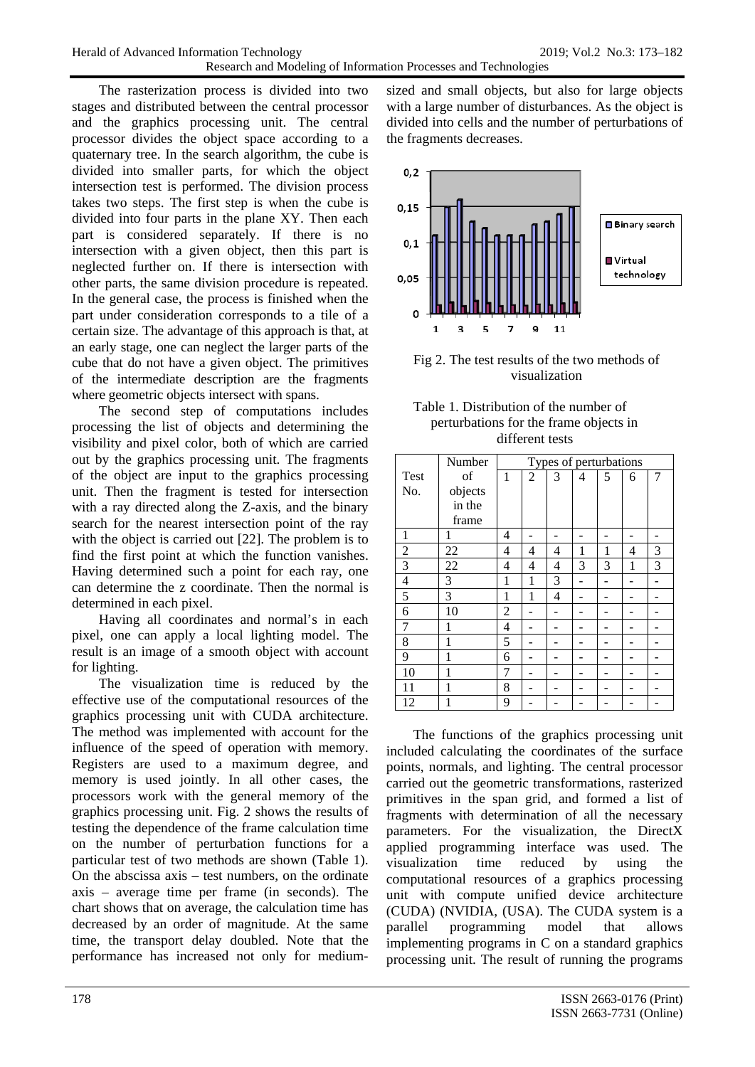The rasterization process is divided into two stages and distributed between the central processor and the graphics processing unit. The central processor divides the object space according to a quaternary tree. In the search algorithm, the cube is divided into smaller parts, for which the object intersection test is performed. The division process takes two steps. The first step is when the cube is divided into four parts in the plane XY. Then each part is considered separately. If there is no intersection with a given object, then this part is neglected further on. If there is intersection with other parts, the same division procedure is repeated. In the general case, the process is finished when the part under consideration corresponds to a tile of a certain size. The advantage of this approach is that, at an early stage, one can neglect the larger parts of the cube that do not have a given object. The primitives of the intermediate description are the fragments where geometric objects intersect with spans.

The second step of computations includes processing the list of objects and determining the visibility and pixel color, both of which are carried out by the graphics processing unit. The fragments of the object are input to the graphics processing unit. Then the fragment is tested for intersection with a ray directed along the Z-axis, and the binary search for the nearest intersection point of the ray with the object is carried out [22]. The problem is to find the first point at which the function vanishes. Having determined such a point for each ray, one can determine the z coordinate. Then the normal is determined in each pixel.

Having all coordinates and normal's in each pixel, one can apply a local lighting model. The result is an image of a smooth object with account for lighting.

The visualization time is reduced by the effective use of the computational resources of the graphics processing unit with CUDA architecture. The method was implemented with account for the influence of the speed of operation with memory. Registers are used to a maximum degree, and memory is used jointly. In all other cases, the processors work with the general memory of the graphics processing unit. Fig. 2 shows the results of testing the dependence of the frame calculation time on the number of perturbation functions for a particular test of two methods are shown (Table 1). On the abscissa axis – test numbers, on the ordinate axis – average time per frame (in seconds). The chart shows that on average, the calculation time has decreased by an order of magnitude. At the same time, the transport delay doubled. Note that the performance has increased not only for medium-sized and small objects, but also for large objects with a large number of disturbances. As the object is divided into cells and the number of perturbations of the fragments decreases.

Fig 2. The test results of the two methods of visualization

Table 1. Distribution of the number of perturbations for the frame objects in different tests

| Test No. | Number of objects in the frame | Types of perturbations | | | | | | |
|---|---|---|---|---|---|---|---|---|
| | | 1 | 2 | 3 | 4 | 5 | 6 | 7 |
| 1 | 1 | 4 | - | - | - | - | - | - |
| 2 | 22 | 4 | 4 | 4 | 1 | 1 | 4 | 3 |
| 3 | 22 | 4 | 4 | 4 | 3 | 3 | 1 | 3 |
| 4 | 3 | 1 | 1 | 3 | - | - | - | - |
| 5 | 3 | 1 | 1 | 4 | - | - | - | - |
| 6 | 10 | 2 | - | - | - | - | - | - |
| 7 | 1 | 4 | - | - | - | - | - | - |
| 8 | 1 | 5 | - | - | - | - | - | - |
| 9 | 1 | 6 | - | - | - | - | - | - |
| 10 | 1 | 7 | - | - | - | - | - | - |
| 11 | 1 | 8 | - | - | - | - | - | - |
| 12 | 1 | 9 | - | - | - | - | - | - |

The functions of the graphics processing unit included calculating the coordinates of the surface points, normals, and lighting. The central processor carried out the geometric transformations, rasterized primitives in the span grid, and formed a list of fragments with determination of all the necessary parameters. For the visualization, the DirectX applied programming interface was used. The visualization time reduced by using the computational resources of a graphics processing unit with compute unified device architecture (CUDA) (NVIDIA, (USA). The CUDA system is a parallel programming model that allows implementing programs in C on a standard graphics processing unit. The result of running the programs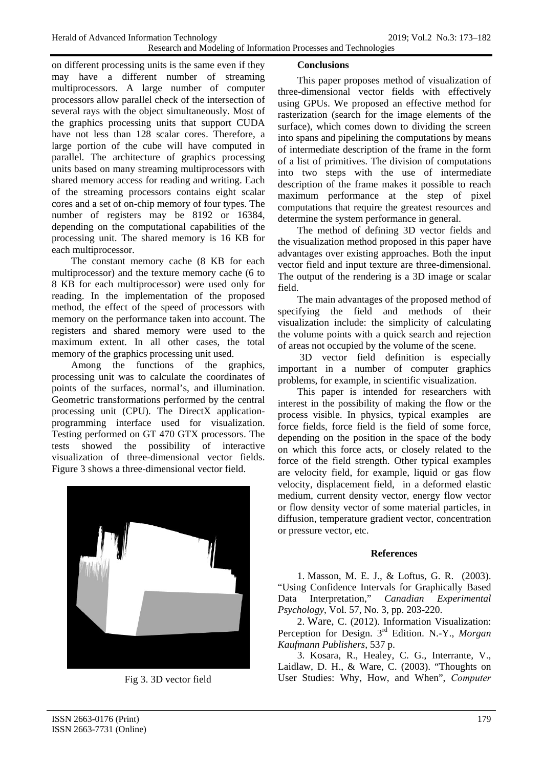on different processing units is the same even if they may have a different number of streaming multiprocessors. A large number of computer processors allow parallel check of the intersection of several rays with the object simultaneously. Most of the graphics processing units that support CUDA have not less than 128 scalar cores. Therefore, a large portion of the cube will have computed in parallel. The architecture of graphics processing units based on many streaming multiprocessors with shared memory access for reading and writing. Each of the streaming processors contains eight scalar cores and a set of on-chip memory of four types. The number of registers may be 8192 or 16384, depending on the computational capabilities of the processing unit. The shared memory is 16 KB for each multiprocessor.

The constant memory cache (8 KB for each multiprocessor) and the texture memory cache (6 to 8 KB for each multiprocessor) were used only for reading. In the implementation of the proposed method, the effect of the speed of processors with memory on the performance taken into account. The registers and shared memory were used to the maximum extent. In all other cases, the total memory of the graphics processing unit used.

Among the functions of the graphics, processing unit was to calculate the coordinates of points of the surfaces, normal's, and illumination. Geometric transformations performed by the central processing unit (CPU). The DirectX application-programming interface used for visualization. Testing performed on GT 470 GTX processors. The tests showed the possibility of interactive visualization of three-dimensional vector fields. Figure 3 shows a three-dimensional vector field.

Fig 3. 3D vector field

## Conclusions

This paper proposes method of visualization of three-dimensional vector fields with effectively using GPUs. We proposed an effective method for rasterization (search for the image elements of the surface), which comes down to dividing the screen into spans and pipelining the computations by means of intermediate description of the frame in the form of a list of primitives. The division of computations into two steps with the use of intermediate description of the frame makes it possible to reach maximum performance at the step of pixel computations that require the greatest resources and determine the system performance in general.

The method of defining 3D vector fields and the visualization method proposed in this paper have advantages over existing approaches. Both the input vector field and input texture are three-dimensional. The output of the rendering is a 3D image or scalar field.

The main advantages of the proposed method of specifying the field and methods of their visualization include: the simplicity of calculating the volume points with a quick search and rejection of areas not occupied by the volume of the scene.

3D vector field definition is especially important in a number of computer graphics problems, for example, in scientific visualization.

This paper is intended for researchers with interest in the possibility of making the flow or the process visible. In physics, typical examples are force fields, force field is the field of some force, depending on the position in the space of the body on which this force acts, or closely related to the force of the field strength. Other typical examples are velocity field, for example, liquid or gas flow velocity, displacement field, in a deformed elastic medium, current density vector, energy flow vector or flow density vector of some material particles, in diffusion, temperature gradient vector, concentration or pressure vector, etc.

## References

1. Masson, M. E. J., & Loftus, G. R. (2003). "Using Confidence Intervals for Graphically Based Data Interpretation," *Canadian Experimental Psychology*, Vol. 57, No. 3, pp. 203-220.

2. Ware, C. (2012). Information Visualization: Perception for Design. 3rd Edition. N.-Y., *Morgan Kaufmann Publishers,* 537 p.

3. Kosara, R., Healey, C. G., Interrante, V., Laidlaw, D. H., & Ware, C. (2003). "Thoughts on User Studies: Why, How, and When", *Computer*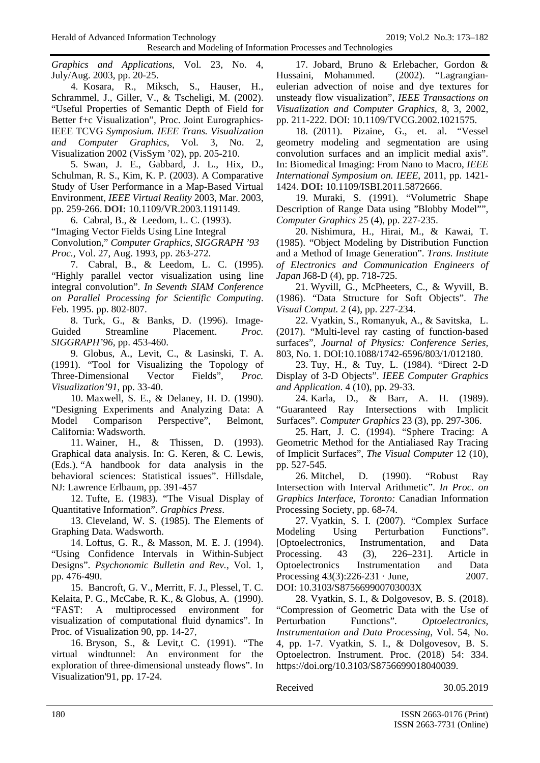*Graphics and Applications*, Vol. 23, No. 4, July/Aug. 2003, pp. 20-25.

4. Kosara, R., Miksch, S., Hauser, H., Schrammel, J., Giller, V., & Tscheligi, M. (2002). "Useful Properties of Semantic Depth of Field for Better f+c Visualization", Proc. Joint Eurographics-IEEE TCVG *Symposium. IEEE Trans. Visualization and Computer Graphics*, Vol. 3, No. 2, Visualization 2002 (VisSym '02), pp. 205-210.

5. Swan, J. E., Gabbard, J. L., Hix, D., Schulman, R. S., Kim, K. P. (2003). A Comparative Study of User Performance in a Map-Based Virtual Environment, *IEEE Virtual Reality* 2003, Mar. 2003, pp. 259-266. **DOI:** 10.1109/VR.2003.1191149.

6. Cabral, B., & Leedom, L. C. (1993). "Imaging Vector Fields Using Line Integral Convolution," *Computer Graphics, SIGGRAPH '93 Proc.*, Vol. 27, Aug. 1993, pp. 263-272.

7. Cabral, B., & Leedom, L. C. (1995). "Highly parallel vector visualization using line integral convolution". *In Seventh SIAM Conference on Parallel Processing for Scientific Computing*. Feb. 1995. pp. 802-807.

8. Turk, G., & Banks, D. (1996). Image-Guided Streamline Placement. *Proc. SIGGRAPH'96*, pp. 453-460.

9. Globus, A., Levit, C., & Lasinski, T. A. (1991). "Tool for Visualizing the Topology of Three-Dimensional Vector Fields", *Proc. Visualization'91*, pp. 33-40.

10. Maxwell, S. E., & Delaney, H. D. (1990). "Designing Experiments and Analyzing Data: A Model Comparison Perspective", Belmont, California: Wadsworth.

11. Wainer, H., & Thissen, D. (1993). Graphical data analysis. In: G. Keren, & C. Lewis, (Eds.). "A handbook for data analysis in the behavioral sciences: Statistical issues". Hillsdale, NJ: Lawrence Erlbaum, pp. 391-457

12. Tufte, E. (1983). "The Visual Display of Quantitative Information". *Graphics Press*.

13. Cleveland, W. S. (1985). The Elements of Graphing Data. Wadsworth.

14. Loftus, G. R., & Masson, M. E. J. (1994). "Using Confidence Intervals in Within-Subject Designs". *Psychonomic Bulletin and Rev.*, Vol. 1, pp. 476-490.

15. Bancroft, G. V., Merritt, F. J., Plessel, T. C. Kelaita, P. G., McCabe, R. K., & Globus, A. (1990). "FAST: A multiprocessed environment for visualization of computational fluid dynamics". In Proc. of Visualization 90, pp. 14-27,

16. Bryson, S., & Levit,t C. (1991). "The virtual windtunnel: An environment for the exploration of three-dimensional unsteady flows". In Visualization'91, pp. 17-24.

17. Jobard, Bruno & Erlebacher, Gordon & Hussaini, Mohammed. (2002). "Lagrangian-eulerian advection of noise and dye textures for unsteady flow visualization", *IEEE Transactions on Visualization and Computer Graphics*, 8, 3, 2002, pp. 211-222. DOI: 10.1109/TVCG.2002.1021575.

18. (2011). Pizaine, G., et. al. "Vessel geometry modeling and segmentation are using convolution surfaces and an implicit medial axis". In: Biomedical Imaging: From Nano to Macro, *IEEE International Symposium on. IEEE*, 2011, pp. 1421-1424. **DOI:** 10.1109/ISBI.2011.5872666.

19. Muraki, S. (1991). "Volumetric Shape Description of Range Data using "Blobby Model"", *Computer Graphics* 25 (4), pp. 227-235.

20. Nishimura, H., Hirai, M., & Kawai, T. (1985). "Object Modeling by Distribution Function and a Method of Image Generation". *Trans. Institute of Electronics and Communication Engineers of Japan* J68-D (4), pp. 718-725.

21. Wyvill, G., McPheeters, C., & Wyvill, B. (1986). "Data Structure for Soft Objects". *The Visual Comput.* 2 (4), pp. 227-234.

22. Vyatkin, S., Romanyuk, A., & Savitska, L. (2017). "Multi-level ray casting of function-based surfaces", *Journal of Physics: Conference Series,* 803, No. 1. DOI:10.1088/1742-6596/803/1/012180.

23. Tuy, H., & Tuy, L. (1984). "Direct 2-D Display of 3-D Objects". *IEEE Computer Graphics and Application*. 4 (10), pp. 29-33.

24. Karla, D., & Barr, A. H. (1989). "Guaranteed Ray Intersections with Implicit Surfaces". *Computer Graphics* 23 (3), pp. 297-306.

25. Hart, J. C. (1994). "Sphere Tracing: A Geometric Method for the Antialiased Ray Tracing of Implicit Surfaces", *The Visual Computer* 12 (10), pp. 527-545.

26. Mitchel, D. (1990). "Robust Ray Intersection with Interval Arithmetic". *In Proc. on Graphics Interface, Toronto:* Canadian Information Processing Society, pp. 68-74.

27. Vyatkin, S. I. (2007). "Complex Surface Modeling Using Perturbation Functions". [Optoelectronics, Instrumentation, and Data Processing. 43 (3), 226–231]. Article in Optoelectronics Instrumentation and Data Processing 43(3):226-231 · June, 2007. DOI: 10.3103/S875669900703003X

28. Vyatkin, S. I., & Dolgovesov, B. S. (2018). "Compression of Geometric Data with the Use of Perturbation Functions". *Optoelectronics, Instrumentation and Data Processing*, Vol. 54, No. 4, pp. 1-7. Vyatkin, S. I., & Dolgovesov, B. S. Optoelectron. Instrument. Proc. (2018) 54: 334. https://doi.org/10.3103/S8756699018040039.

Received 30.05.2019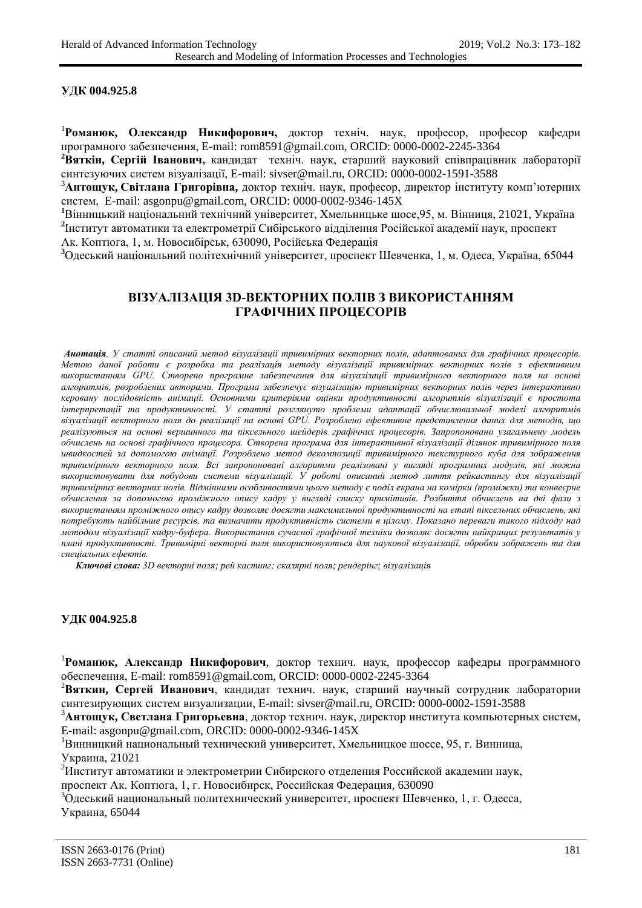**УДК 004.925.8**

[1]**Романюк, Олександр Никифорович,** доктор техніч. наук, професор, професор кафедри програмного забезпечення, E-mail: rom8591@gmail.com, ORCID: 0000-0002-2245-3364
[2]**Вяткін, Сергій Іванович,** кандидат техніч. наук, старший науковий співпрацівник лабораторії синтезуючих систем візуалізації, E-mail: sivser@mail.ru, ORCID: 0000-0002-1591-3588
[3]**Антощук, Світлана Григорівна,** доктор техніч. наук, професор, директор інституту комп'ютерних систем, E-mail: asgonpu@gmail.com, ORCID: 0000-0002-9346-145X
[1]Вінницький національний технічний університет, Хмельницьке шосе,95, м. Вінниця, 21021, Україна
[2]Інститут автоматики та електрометрії Сибірського відділення Російської академії наук, проспект Ак. Коптюга, 1, м. Новосибірськ, 630090, Російська Федерація
[3]Одеський національний політехнічний університет, проспект Шевченка, 1, м. Одеса, Україна, 65044

# ВІЗУАЛІЗАЦІЯ 3D-ВЕКТОРНИХ ПОЛІВ З ВИКОРИСТАННЯМ ГРАФІЧНИХ ПРОЦЕСОРІВ

***Анотація**. У статті описаний метод візуалізації тривимірних векторних полів, адаптованих для графічних процесорів. Метою даної роботи є розробка та реалізація методу візуалізації тривимірних векторних полів з ефективним використанням GPU. Створено програмне забезпечення для візуалізації тривимірного векторного поля на основі алгоритмів, розроблених авторами. Програма забезпечує візуалізацію тривимірних векторних полів через інтерактивно керовану послідовність анімації. Основними критеріями оцінки продуктивності алгоритмів візуалізації є простота інтерпретації та продуктивності. У статті розглянуто проблеми адаптації обчислювальної моделі алгоритмів візуалізації векторного поля до реалізації на основі GPU. Розроблено ефективне представлення даних для методів, що реалізуються на основі вершинного та піксельного шейдерів графічних процесорів. Запропоновано узагальнену модель обчислень на основі графічного процесора. Створена програма для інтерактивної візуалізації ділянок тривимірного поля швидкостей за допомогою анімації. Розроблено метод декомпозиції тривимірного текстурного куба для зображення тривимірного векторного поля. Всі запропоновані алгоритми реалізовані у вигляді програмних модулів, які можна використовувати для побудови системи візуалізації. У роботі описаний метод лиття рейкастингу для візуалізації тривимірних векторних полів. Відмінними особливостями цього методу є поділ екрана на комірки (проміжки) та конвеєрне обчислення за допомогою проміжного опису кадру у вигляді списку примітивів. Розбиття обчислень на дві фази з використанням проміжного опису кадру дозволяє досягти максимальної продуктивності на етапі піксельних обчислень, які потребують найбільше ресурсів, та визначити продуктивність системи в цілому. Показано переваги такого підходу над методом візуалізації кадру-буфера. Використання сучасної графічної техніки дозволяє досягти найкращих результатів у плані продуктивності. Тривимірні векторні поля використовуються для наукової візуалізації, обробки зображень та для спеціальних ефектів.*

***Ключові слова:** 3D векторні поля; рей кастинг; скалярні поля; рендерінг; візуалізація*

**УДК 004.925.8**

[1]**Романюк, Александр Никифорович**, доктор технич. наук, профессор кафедры программного обеспечения, E-mail: rom8591@gmail.com, ORCID: 0000-0002-2245-3364
[2]**Вяткин, Сергей Иванович**, кандидат технич. наук, старший научный сотрудник лаборатории синтезирующих систем визуализации, E-mail: sivser@mail.ru, ORCID: 0000-0002-1591-3588
[3]**Антощук, Светлана Григорьевна**, доктор технич. наук, профессор, директор института компьютерных систем, E-mail: asgonpu@gmail.com, ORCID: 0000-0002-9346-145X
[1]Винницкий национальный технический университет, Хмельницкое шоссе, 95, г. Винница, Украина, 21021
[2]Институт автоматики и электрометрии Сибирского отделения Российской академии наук, проспект Ак. Коптюга, 1, г. Новосибирск, Российская Федерация, 630090
[3]Одеський национальный политехнический университет, проспект Шевченко, 1, г. Одесса, Украина, 65044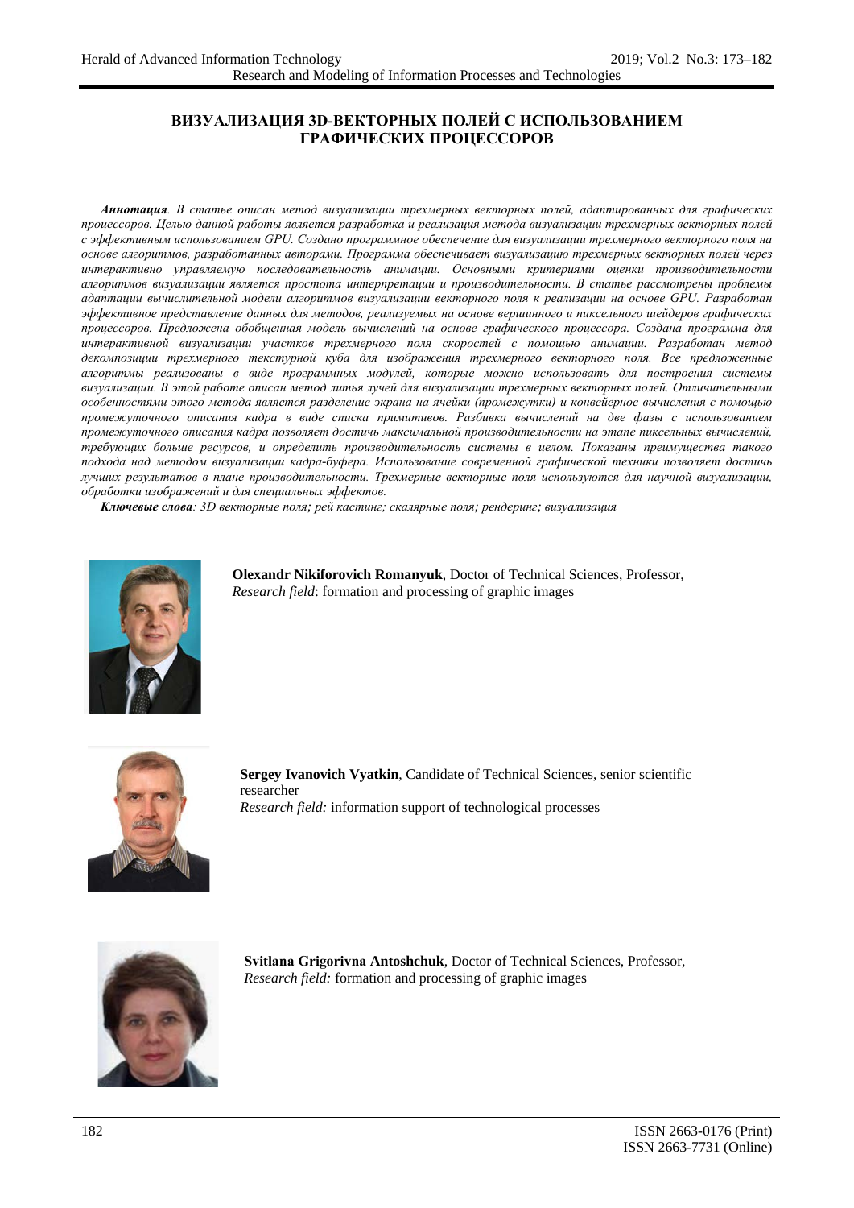# ВИЗУАЛИЗАЦИЯ 3D-ВЕКТОРНЫХ ПОЛЕЙ С ИСПОЛЬЗОВАНИЕМ ГРАФИЧЕСКИХ ПРОЦЕССОРОВ

***Аннотация***. *В статье описан метод визуализации трехмерных векторных полей, адаптированных для графических процессоров. Целью данной работы является разработка и реализация метода визуализации трехмерных векторных полей с эффективным использованием GPU. Создано программное обеспечение для визуализации трехмерного векторного поля на основе алгоритмов, разработанных авторами. Программа обеспечивает визуализацию трехмерных векторных полей через интерактивно управляемую последовательность анимации. Основными критериями оценки производительности алгоритмов визуализации является простота интерпретации и производительности. В статье рассмотрены проблемы адаптации вычислительной модели алгоритмов визуализации векторного поля к реализации на основе GPU. Разработан эффективное представление данных для методов, реализуемых на основе вершинного и пиксельного шейдеров графических процессоров. Предложена обобщенная модель вычислений на основе графического процессора. Создана программа для интерактивной визуализации участков трехмерного поля скоростей с помощью анимации. Разработан метод декомпозиции трехмерного текстурной куба для изображения трехмерного векторного поля. Все предложенные алгоритмы реализованы в виде программных модулей, которые можно использовать для построения системы визуализации. В этой работе описан метод литья лучей для визуализации трехмерных векторных полей. Отличительными особенностями этого метода является разделение экрана на ячейки (промежутки) и конвейерное вычисления с помощью промежуточного описания кадра в виде списка примитивов. Разбивка вычислений на две фазы с использованием промежуточного описания кадра позволяет достичь максимальной производительности на этапе пиксельных вычислений, требующих больше ресурсов, и определить производительность системы в целом. Показаны преимущества такого подхода над методом визуализации кадра-буфера. Использование современной графической техники позволяет достичь лучших результатов в плане производительности. Трехмерные векторные поля используются для научной визуализации, обработки изображений и для специальных эффектов.*

***Ключевые слова****: 3D векторные поля; рей кастинг; скалярные поля; рендеринг; визуализация*

**Olexandr Nikiforovich Romanyuk**, Doctor of Technical Sciences, Professor,
*Research field*: formation and processing of graphic images

**Sergey Ivanovich Vyatkin**, Candidate of Technical Sciences, senior scientific researcher
*Research field:* information support of technological processes

**Svitlana Grigorivna Antoshchuk**, Doctor of Technical Sciences, Professor,
*Research field:* formation and processing of graphic images